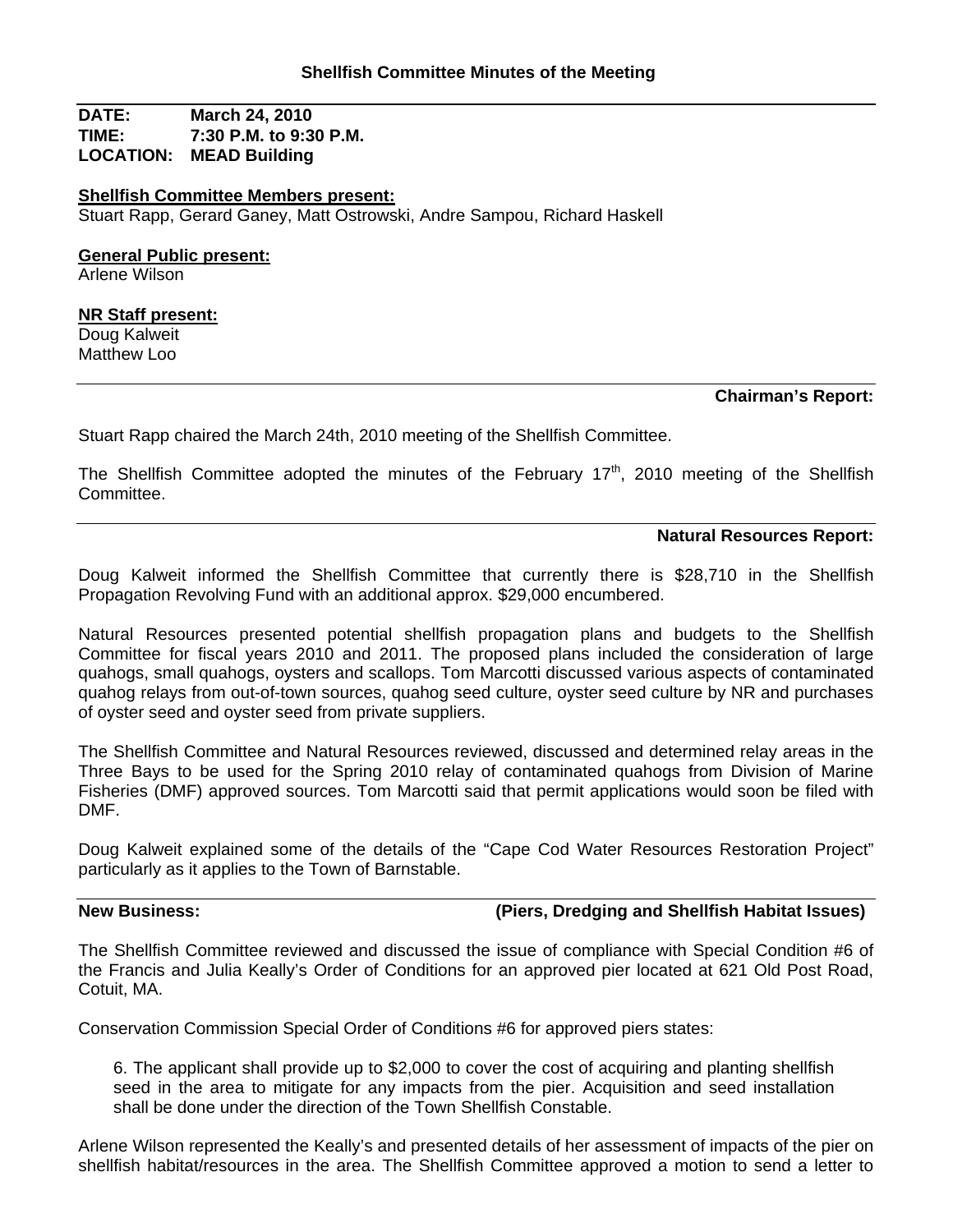## Shellfish Committee Minutes of the Meeting

**DATE:** March 24, 2010
**TIME:** 7:30 P.M. to 9:30 P.M.
**LOCATION:** MEAD Building

**Shellfish Committee Members present:**
Stuart Rapp, Gerard Ganey, Matt Ostrowski, Andre Sampou, Richard Haskell

**General Public present:**
Arlene Wilson

**NR Staff present:**
Doug Kalweit
Matthew Loo

---

### Chairman's Report:

Stuart Rapp chaired the March 24th, 2010 meeting of the Shellfish Committee.

The Shellfish Committee adopted the minutes of the February 17th, 2010 meeting of the Shellfish Committee.

---

### Natural Resources Report:

Doug Kalweit informed the Shellfish Committee that currently there is $28,710 in the Shellfish Propagation Revolving Fund with an additional approx. $29,000 encumbered.

Natural Resources presented potential shellfish propagation plans and budgets to the Shellfish Committee for fiscal years 2010 and 2011. The proposed plans included the consideration of large quahogs, small quahogs, oysters and scallops. Tom Marcotti discussed various aspects of contaminated quahog relays from out-of-town sources, quahog seed culture, oyster seed culture by NR and purchases of oyster seed and oyster seed from private suppliers.

The Shellfish Committee and Natural Resources reviewed, discussed and determined relay areas in the Three Bays to be used for the Spring 2010 relay of contaminated quahogs from Division of Marine Fisheries (DMF) approved sources. Tom Marcotti said that permit applications would soon be filed with DMF.

Doug Kalweit explained some of the details of the "Cape Cod Water Resources Restoration Project" particularly as it applies to the Town of Barnstable.

---

### New Business: (Piers, Dredging and Shellfish Habitat Issues)

The Shellfish Committee reviewed and discussed the issue of compliance with Special Condition #6 of the Francis and Julia Keally's Order of Conditions for an approved pier located at 621 Old Post Road, Cotuit, MA.

Conservation Commission Special Order of Conditions #6 for approved piers states:

> 6. The applicant shall provide up to $2,000 to cover the cost of acquiring and planting shellfish seed in the area to mitigate for any impacts from the pier. Acquisition and seed installation shall be done under the direction of the Town Shellfish Constable.

Arlene Wilson represented the Keally's and presented details of her assessment of impacts of the pier on shellfish habitat/resources in the area. The Shellfish Committee approved a motion to send a letter to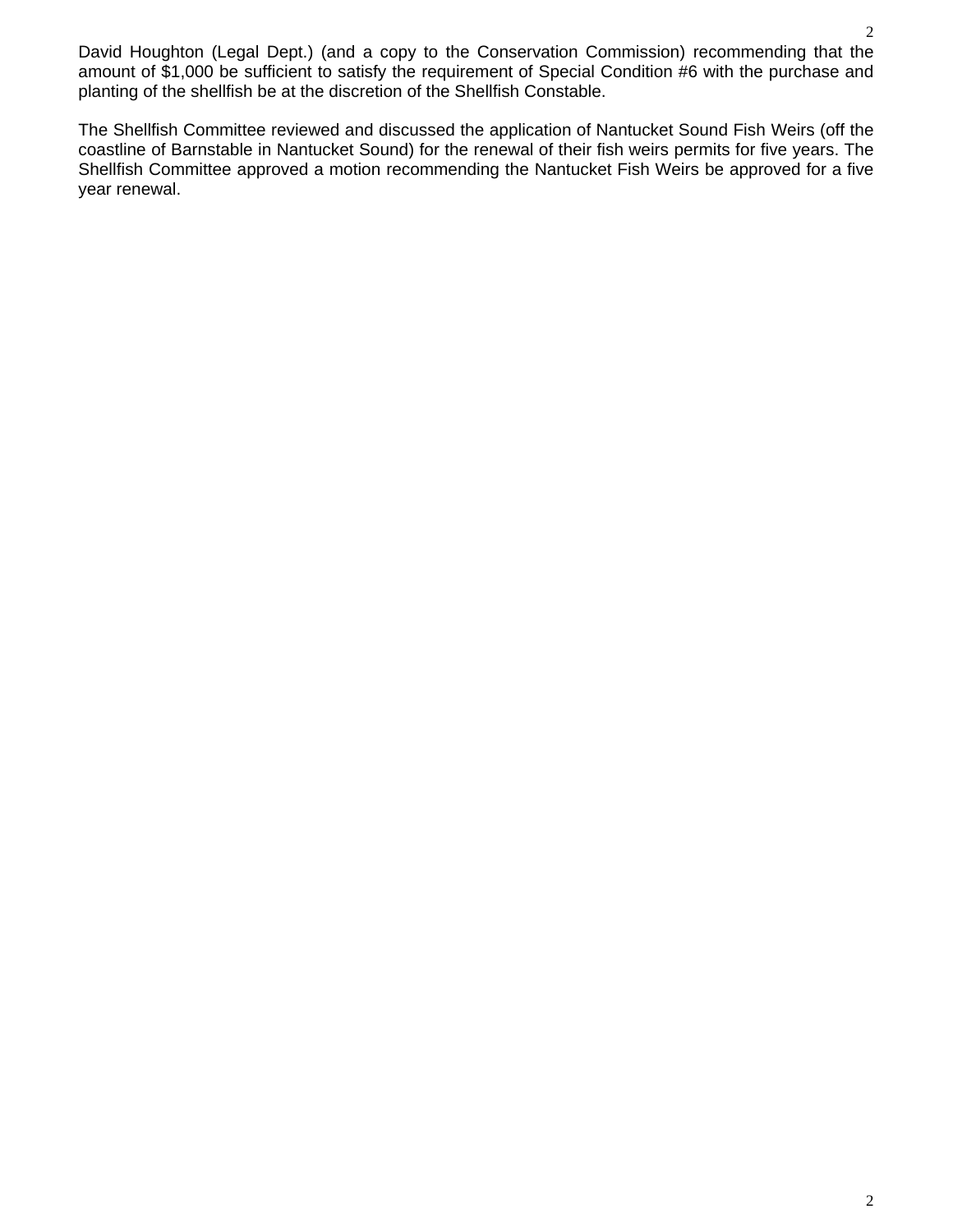David Houghton (Legal Dept.) (and a copy to the Conservation Commission) recommending that the amount of $1,000 be sufficient to satisfy the requirement of Special Condition #6 with the purchase and planting of the shellfish be at the discretion of the Shellfish Constable.

The Shellfish Committee reviewed and discussed the application of Nantucket Sound Fish Weirs (off the coastline of Barnstable in Nantucket Sound) for the renewal of their fish weirs permits for five years. The Shellfish Committee approved a motion recommending the Nantucket Fish Weirs be approved for a five year renewal.